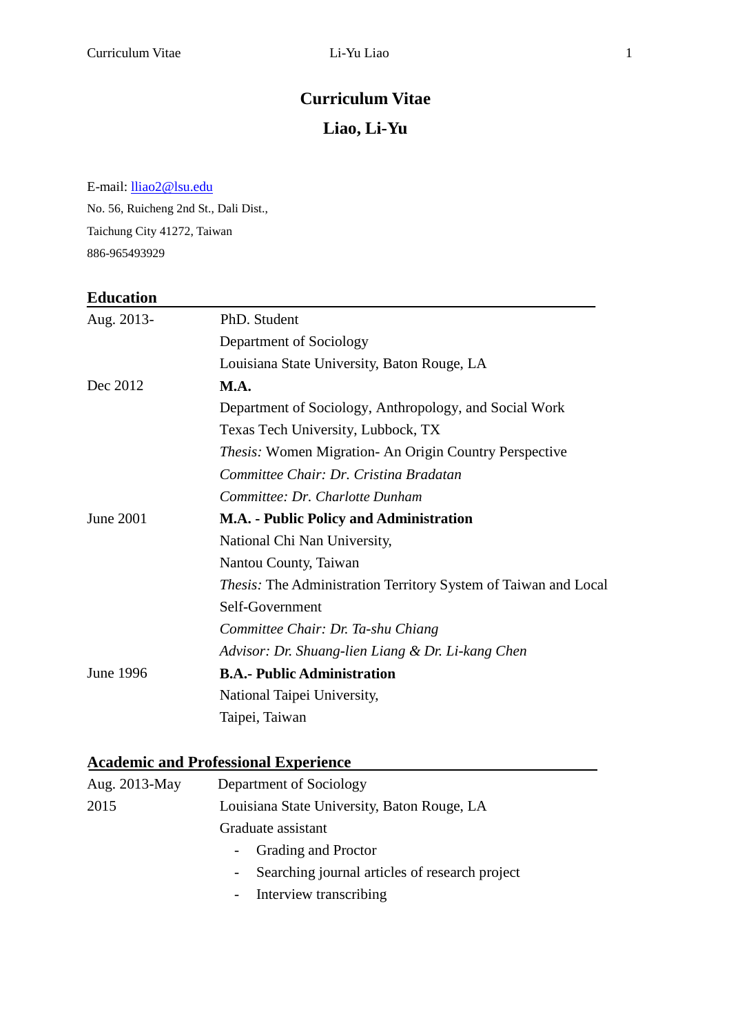# Curriculum Vitae

## Liao, Li-Yu

E-mail: lliao2@lsu.edu

No. 56, Ruicheng 2nd St., Dali Dist.,

Taichung City 41272, Taiwan

886-965493929

## Education

Aug. 2013- PhD. Student
Department of Sociology
Louisiana State University, Baton Rouge, LA

Dec 2012 **M.A.**
Department of Sociology, Anthropology, and Social Work
Texas Tech University, Lubbock, TX
*Thesis:* Women Migration- An Origin Country Perspective
*Committee Chair: Dr. Cristina Bradatan*
*Committee: Dr. Charlotte Dunham*

June 2001 **M.A. - Public Policy and Administration**
National Chi Nan University,
Nantou County, Taiwan
*Thesis:* The Administration Territory System of Taiwan and Local Self-Government
*Committee Chair: Dr. Ta-shu Chiang*
*Advisor: Dr. Shuang-lien Liang & Dr. Li-kang Chen*

June 1996 **B.A.- Public Administration**
National Taipei University,
Taipei, Taiwan

## Academic and Professional Experience

Aug. 2013-May 2015 Department of Sociology
Louisiana State University, Baton Rouge, LA
Graduate assistant

- Grading and Proctor
- Searching journal articles of research project
- Interview transcribing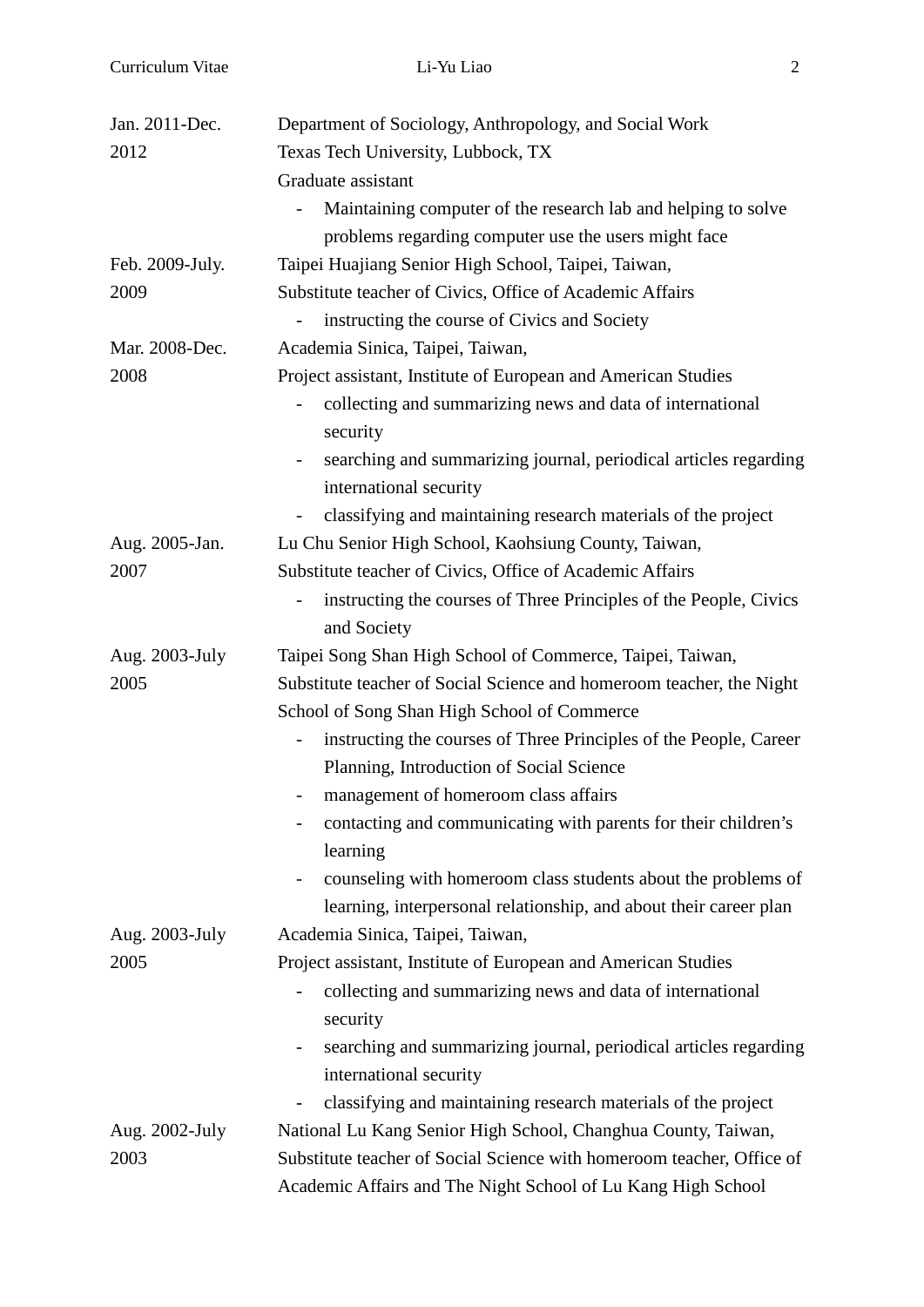Jan. 2011-Dec. 2012
Department of Sociology, Anthropology, and Social Work
Texas Tech University, Lubbock, TX
Graduate assistant

- Maintaining computer of the research lab and helping to solve problems regarding computer use the users might face

Feb. 2009-July. 2009
Taipei Huajiang Senior High School, Taipei, Taiwan,
Substitute teacher of Civics, Office of Academic Affairs

- instructing the course of Civics and Society

Mar. 2008-Dec. 2008
Academia Sinica, Taipei, Taiwan,
Project assistant, Institute of European and American Studies

- collecting and summarizing news and data of international security
- searching and summarizing journal, periodical articles regarding international security
- classifying and maintaining research materials of the project

Aug. 2005-Jan. 2007
Lu Chu Senior High School, Kaohsiung County, Taiwan,
Substitute teacher of Civics, Office of Academic Affairs

- instructing the courses of Three Principles of the People, Civics and Society

Aug. 2003-July 2005
Taipei Song Shan High School of Commerce, Taipei, Taiwan,
Substitute teacher of Social Science and homeroom teacher, the Night School of Song Shan High School of Commerce

- instructing the courses of Three Principles of the People, Career Planning, Introduction of Social Science
- management of homeroom class affairs
- contacting and communicating with parents for their children's learning
- counseling with homeroom class students about the problems of learning, interpersonal relationship, and about their career plan

Aug. 2003-July 2005
Academia Sinica, Taipei, Taiwan,
Project assistant, Institute of European and American Studies

- collecting and summarizing news and data of international security
- searching and summarizing journal, periodical articles regarding international security
- classifying and maintaining research materials of the project

Aug. 2002-July 2003
National Lu Kang Senior High School, Changhua County, Taiwan,
Substitute teacher of Social Science with homeroom teacher, Office of Academic Affairs and The Night School of Lu Kang High School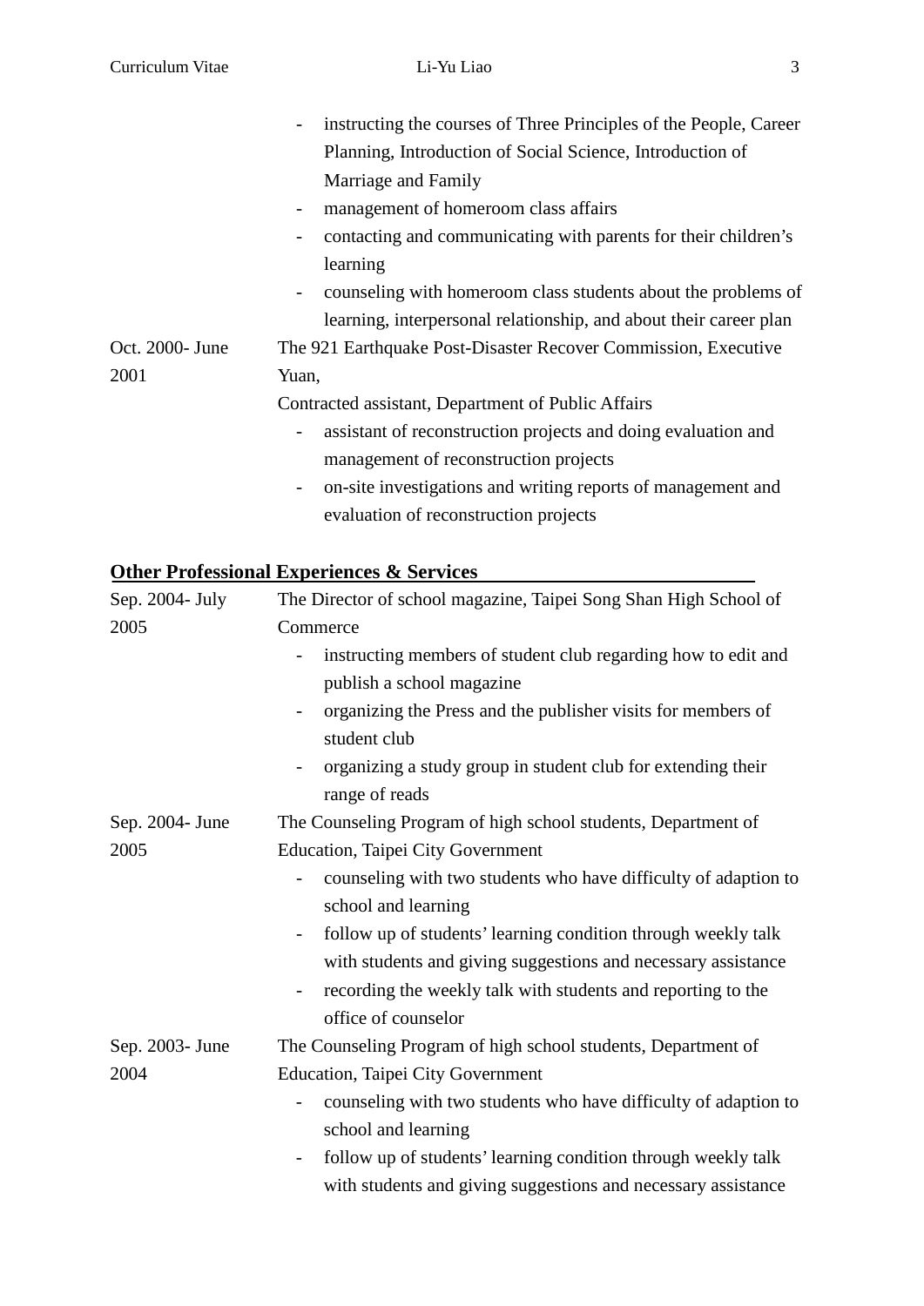- instructing the courses of Three Principles of the People, Career Planning, Introduction of Social Science, Introduction of Marriage and Family
- management of homeroom class affairs
- contacting and communicating with parents for their children's learning
- counseling with homeroom class students about the problems of learning, interpersonal relationship, and about their career plan

**Oct. 2000- June 2001**
The 921 Earthquake Post-Disaster Recover Commission, Executive Yuan,
Contracted assistant, Department of Public Affairs

- assistant of reconstruction projects and doing evaluation and management of reconstruction projects
- on-site investigations and writing reports of management and evaluation of reconstruction projects

## Other Professional Experiences & Services

**Sep. 2004- July 2005**
The Director of school magazine, Taipei Song Shan High School of Commerce

- instructing members of student club regarding how to edit and publish a school magazine
- organizing the Press and the publisher visits for members of student club
- organizing a study group in student club for extending their range of reads

**Sep. 2004- June 2005**
The Counseling Program of high school students, Department of Education, Taipei City Government

- counseling with two students who have difficulty of adaption to school and learning
- follow up of students' learning condition through weekly talk with students and giving suggestions and necessary assistance
- recording the weekly talk with students and reporting to the office of counselor

**Sep. 2003- June 2004**
The Counseling Program of high school students, Department of Education, Taipei City Government

- counseling with two students who have difficulty of adaption to school and learning
- follow up of students' learning condition through weekly talk with students and giving suggestions and necessary assistance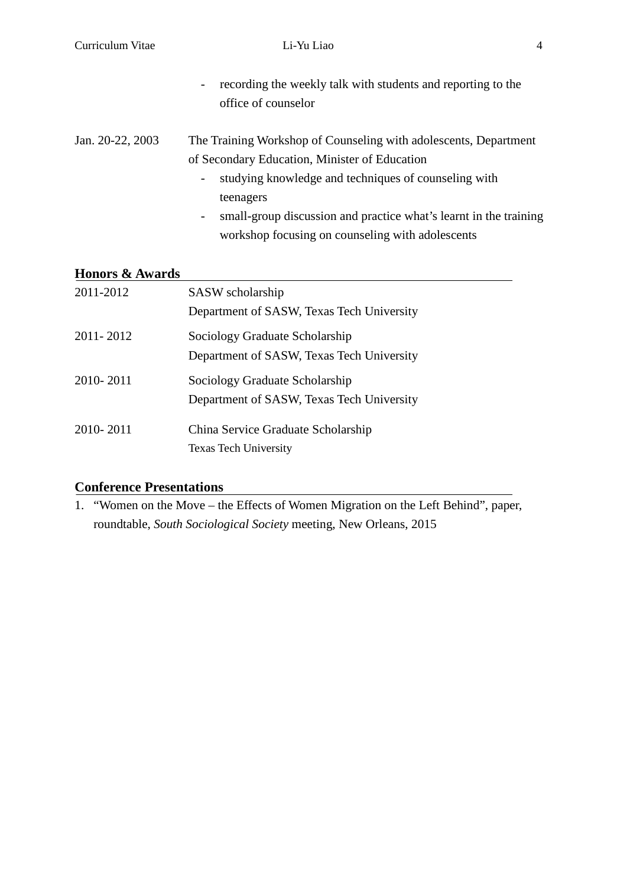- recording the weekly talk with students and reporting to the office of counselor

Jan. 20-22, 2003 The Training Workshop of Counseling with adolescents, Department of Secondary Education, Minister of Education

- studying knowledge and techniques of counseling with teenagers
- small-group discussion and practice what's learnt in the training workshop focusing on counseling with adolescents

## Honors & Awards

| | |
|---|---|
| 2011-2012 | SASW scholarship<br>Department of SASW, Texas Tech University |
| 2011- 2012 | Sociology Graduate Scholarship<br>Department of SASW, Texas Tech University |
| 2010- 2011 | Sociology Graduate Scholarship<br>Department of SASW, Texas Tech University |
| 2010- 2011 | China Service Graduate Scholarship<br>Texas Tech University |

## Conference Presentations

1. "Women on the Move – the Effects of Women Migration on the Left Behind", paper, roundtable, *South Sociological Society* meeting, New Orleans, 2015